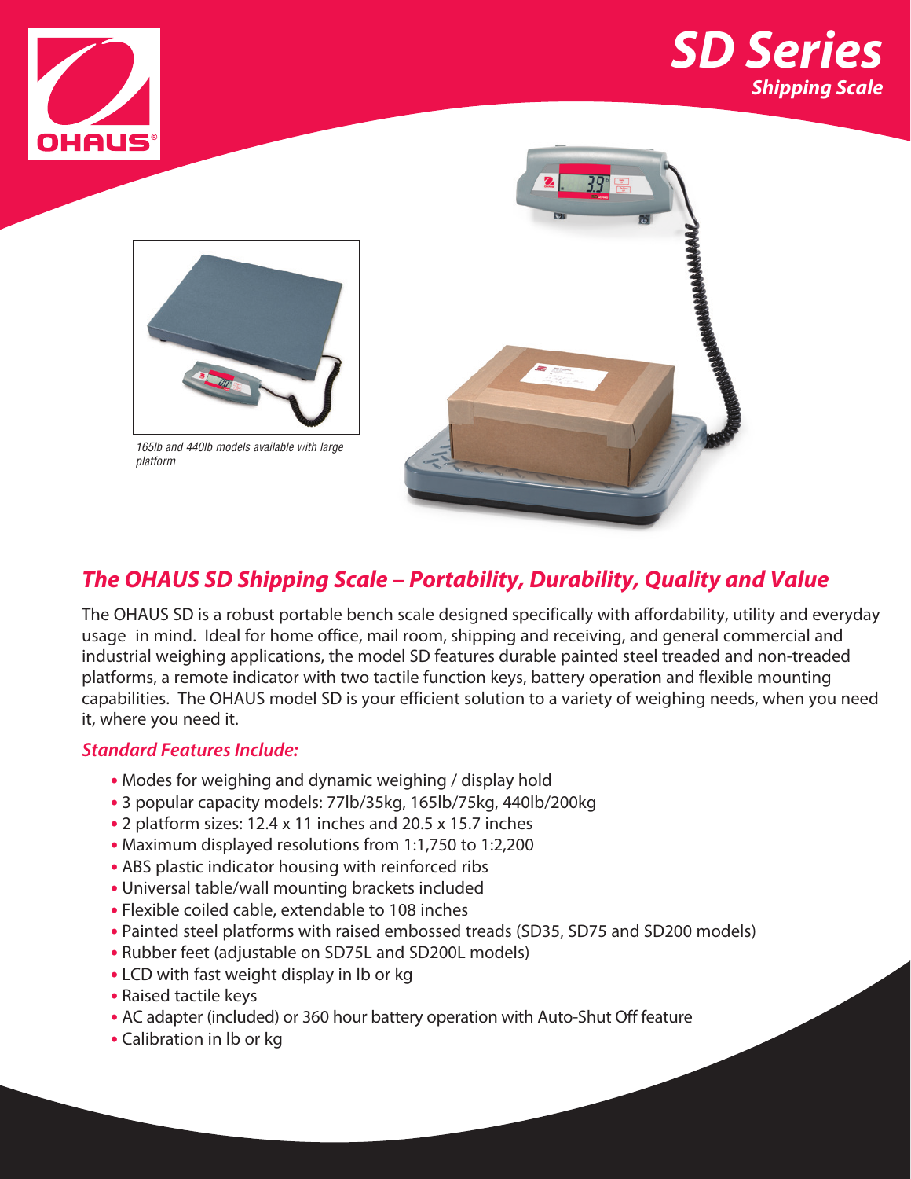# SD Series

*Shipping Scale*

*165lb and 440lb models available with large platform*

## The OHAUS SD Shipping Scale – Portability, Durability, Quality and Value

The OHAUS SD is a robust portable bench scale designed specifically with affordability, utility and everyday usage in mind. Ideal for home office, mail room, shipping and receiving, and general commercial and industrial weighing applications, the model SD features durable painted steel treaded and non-treaded platforms, a remote indicator with two tactile function keys, battery operation and flexible mounting capabilities. The OHAUS model SD is your efficient solution to a variety of weighing needs, when you need it, where you need it.

### Standard Features Include:

- Modes for weighing and dynamic weighing / display hold
- 3 popular capacity models: 77lb/35kg, 165lb/75kg, 440lb/200kg
- 2 platform sizes: 12.4 x 11 inches and 20.5 x 15.7 inches
- Maximum displayed resolutions from 1:1,750 to 1:2,200
- ABS plastic indicator housing with reinforced ribs
- Universal table/wall mounting brackets included
- Flexible coiled cable, extendable to 108 inches
- Painted steel platforms with raised embossed treads (SD35, SD75 and SD200 models)
- Rubber feet (adjustable on SD75L and SD200L models)
- LCD with fast weight display in lb or kg
- Raised tactile keys
- AC adapter (included) or 360 hour battery operation with Auto-Shut Off feature
- Calibration in lb or kg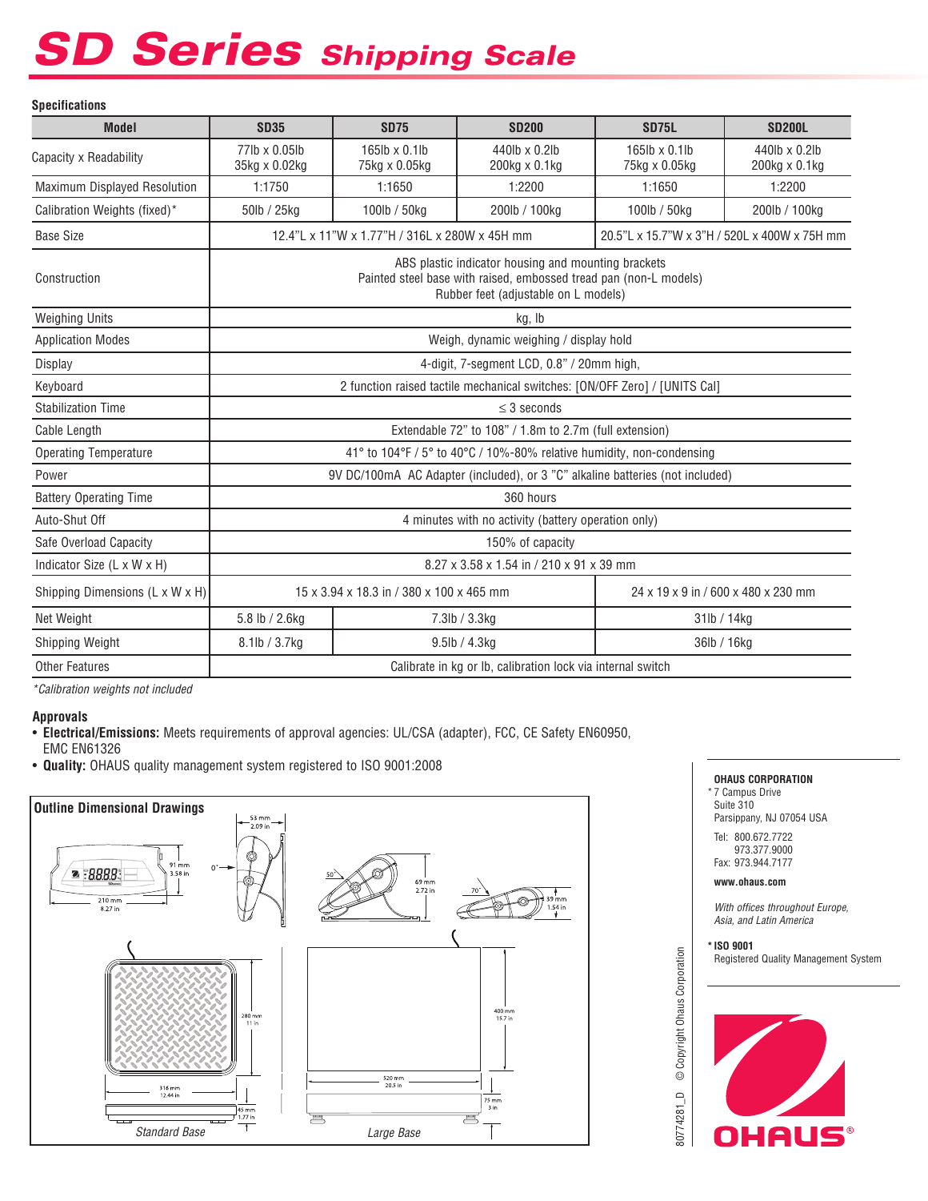# SD Series Shipping Scale

**Specifications**

| Model | SD35 | SD75 | SD200 | SD75L | SD200L |
|---|---|---|---|---|---|
| Capacity x Readability | 77lb x 0.05lb<br>35kg x 0.02kg | 165lb x 0.1lb<br>75kg x 0.05kg | 440lb x 0.2lb<br>200kg x 0.1kg | 165lb x 0.1lb<br>75kg x 0.05kg | 440lb x 0.2lb<br>200kg x 0.1kg |
| Maximum Displayed Resolution | 1:1750 | 1:1650 | 1:2200 | 1:1650 | 1:2200 |
| Calibration Weights (fixed)* | 50lb / 25kg | 100lb / 50kg | 200lb / 100kg | 100lb / 50kg | 200lb / 100kg |
| Base Size | 12.4"L x 11"W x 1.77"H / 316L x 280W x 45H mm | | | 20.5"L x 15.7"W x 3"H / 520L x 400W x 75H mm | |
| Construction | ABS plastic indicator housing and mounting brackets<br>Painted steel base with raised, embossed tread pan (non-L models)<br>Rubber feet (adjustable on L models) | | | | |
| Weighing Units | kg, lb | | | | |
| Application Modes | Weigh, dynamic weighing / display hold | | | | |
| Display | 4-digit, 7-segment LCD, 0.8" / 20mm high, | | | | |
| Keyboard | 2 function raised tactile mechanical switches: [ON/OFF Zero] / [UNITS Cal] | | | | |
| Stabilization Time | ≤ 3 seconds | | | | |
| Cable Length | Extendable 72" to 108" / 1.8m to 2.7m (full extension) | | | | |
| Operating Temperature | 41° to 104°F / 5° to 40°C / 10%-80% relative humidity, non-condensing | | | | |
| Power | 9V DC/100mA AC Adapter (included), or 3 "C" alkaline batteries (not included) | | | | |
| Battery Operating Time | 360 hours | | | | |
| Auto-Shut Off | 4 minutes with no activity (battery operation only) | | | | |
| Safe Overload Capacity | 150% of capacity | | | | |
| Indicator Size (L x W x H) | 8.27 x 3.58 x 1.54 in / 210 x 91 x 39 mm | | | | |
| Shipping Dimensions (L x W x H) | 15 x 3.94 x 18.3 in / 380 x 100 x 465 mm | | | 24 x 19 x 9 in / 600 x 480 x 230 mm | |
| Net Weight | 5.8 lb / 2.6kg | 7.3lb / 3.3kg | | 31lb / 14kg | |
| Shipping Weight | 8.1lb / 3.7kg | 9.5lb / 4.3kg | | 36lb / 16kg | |
| Other Features | Calibrate in kg or lb, calibration lock via internal switch | | | | |

*\*Calibration weights not included*

**Approvals**

- **Electrical/Emissions:** Meets requirements of approval agencies: UL/CSA (adapter), FCC, CE Safety EN60950, EMC EN61326
- **Quality:** OHAUS quality management system registered to ISO 9001:2008

**Outline Dimensional Drawings**

53 mm
2.09 in
91 mm
3.58 in
0°
210 mm
8.27 in
50°
69 mm
2.72 in
70°
39 mm
1.54 in
280 mm
11 in
316 mm
12.44 in
45 mm
1.77 in
400 mm
15.7 in
520 mm
20.5 in
75 mm
3 in

*Standard Base*

*Large Base*

**OHAUS CORPORATION**
\* 7 Campus Drive
Suite 310
Parsippany, NJ 07054 USA

Tel: 800.672.7722
973.377.9000
Fax: 973.944.7177

**www.ohaus.com**

*With offices throughout Europe, Asia, and Latin America*

**\* ISO 9001**
Registered Quality Management System

80774281_D © Copyright Ohaus Corporation

OHAUS®